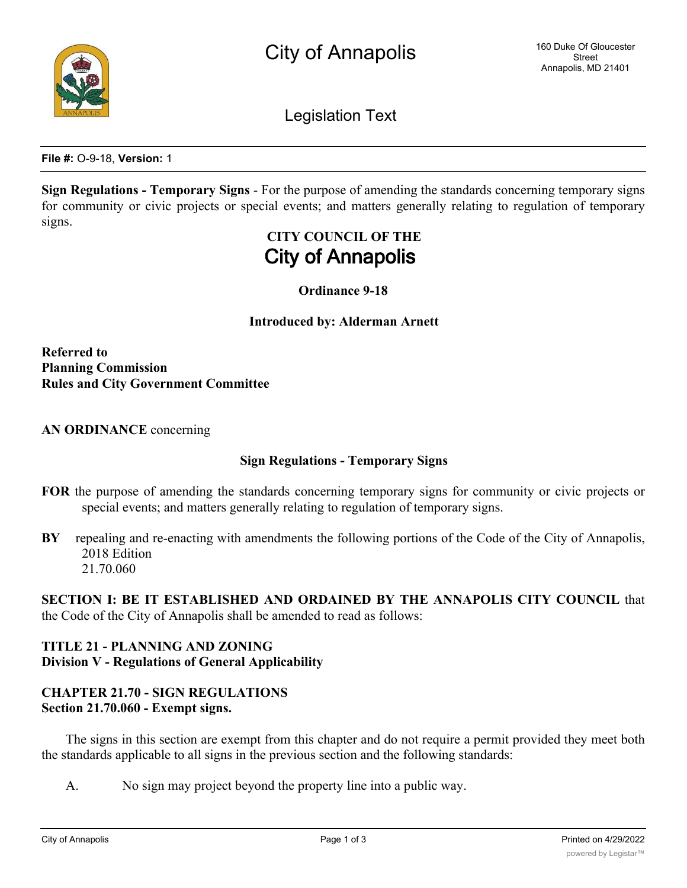# City of Annapolis

160 Duke Of Gloucester Street
Annapolis, MD 21401

## Legislation Text

**File #:** O-9-18, **Version:** 1

**Sign Regulations - Temporary Signs** - For the purpose of amending the standards concerning temporary signs for community or civic projects or special events; and matters generally relating to regulation of temporary signs.

**CITY COUNCIL OF THE**
**City of Annapolis**

**Ordinance 9-18**

**Introduced by: Alderman Arnett**

**Referred to**
**Planning Commission**
**Rules and City Government Committee**

**AN ORDINANCE** concerning

**Sign Regulations - Temporary Signs**

**FOR** the purpose of amending the standards concerning temporary signs for community or civic projects or special events; and matters generally relating to regulation of temporary signs.

**BY** repealing and re-enacting with amendments the following portions of the Code of the City of Annapolis, 2018 Edition
21.70.060

**SECTION I: BE IT ESTABLISHED AND ORDAINED BY THE ANNAPOLIS CITY COUNCIL** that the Code of the City of Annapolis shall be amended to read as follows:

**TITLE 21 - PLANNING AND ZONING**
**Division V - Regulations of General Applicability**

**CHAPTER 21.70 - SIGN REGULATIONS**
**Section 21.70.060 - Exempt signs.**

The signs in this section are exempt from this chapter and do not require a permit provided they meet both the standards applicable to all signs in the previous section and the following standards:

A. No sign may project beyond the property line into a public way.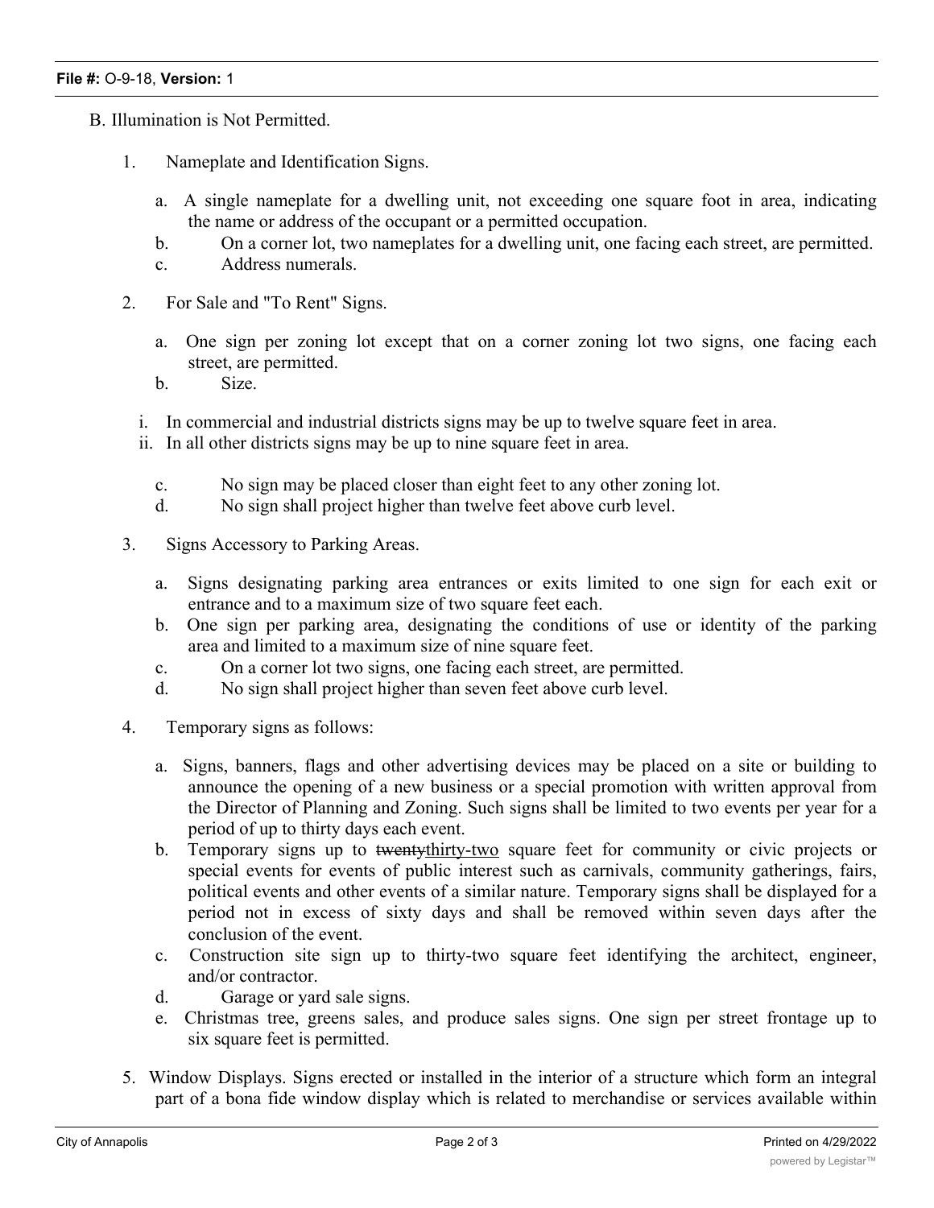B. Illumination is Not Permitted.

1. Nameplate and Identification Signs.

   a. A single nameplate for a dwelling unit, not exceeding one square foot in area, indicating the name or address of the occupant or a permitted occupation.
   b. On a corner lot, two nameplates for a dwelling unit, one facing each street, are permitted.
   c. Address numerals.

2. For Sale and "To Rent" Signs.

   a. One sign per zoning lot except that on a corner zoning lot two signs, one facing each street, are permitted.
   b. Size.

      i. In commercial and industrial districts signs may be up to twelve square feet in area.
      ii. In all other districts signs may be up to nine square feet in area.

   c. No sign may be placed closer than eight feet to any other zoning lot.
   d. No sign shall project higher than twelve feet above curb level.

3. Signs Accessory to Parking Areas.

   a. Signs designating parking area entrances or exits limited to one sign for each exit or entrance and to a maximum size of two square feet each.
   b. One sign per parking area, designating the conditions of use or identity of the parking area and limited to a maximum size of nine square feet.
   c. On a corner lot two signs, one facing each street, are permitted.
   d. No sign shall project higher than seven feet above curb level.

4. Temporary signs as follows:

   a. Signs, banners, flags and other advertising devices may be placed on a site or building to announce the opening of a new business or a special promotion with written approval from the Director of Planning and Zoning. Such signs shall be limited to two events per year for a period of up to thirty days each event.
   b. Temporary signs up to ~~twenty~~thirty-two square feet for community or civic projects or special events for events of public interest such as carnivals, community gatherings, fairs, political events and other events of a similar nature. Temporary signs shall be displayed for a period not in excess of sixty days and shall be removed within seven days after the conclusion of the event.
   c. Construction site sign up to thirty-two square feet identifying the architect, engineer, and/or contractor.
   d. Garage or yard sale signs.
   e. Christmas tree, greens sales, and produce sales signs. One sign per street frontage up to six square feet is permitted.

5. Window Displays. Signs erected or installed in the interior of a structure which form an integral part of a bona fide window display which is related to merchandise or services available within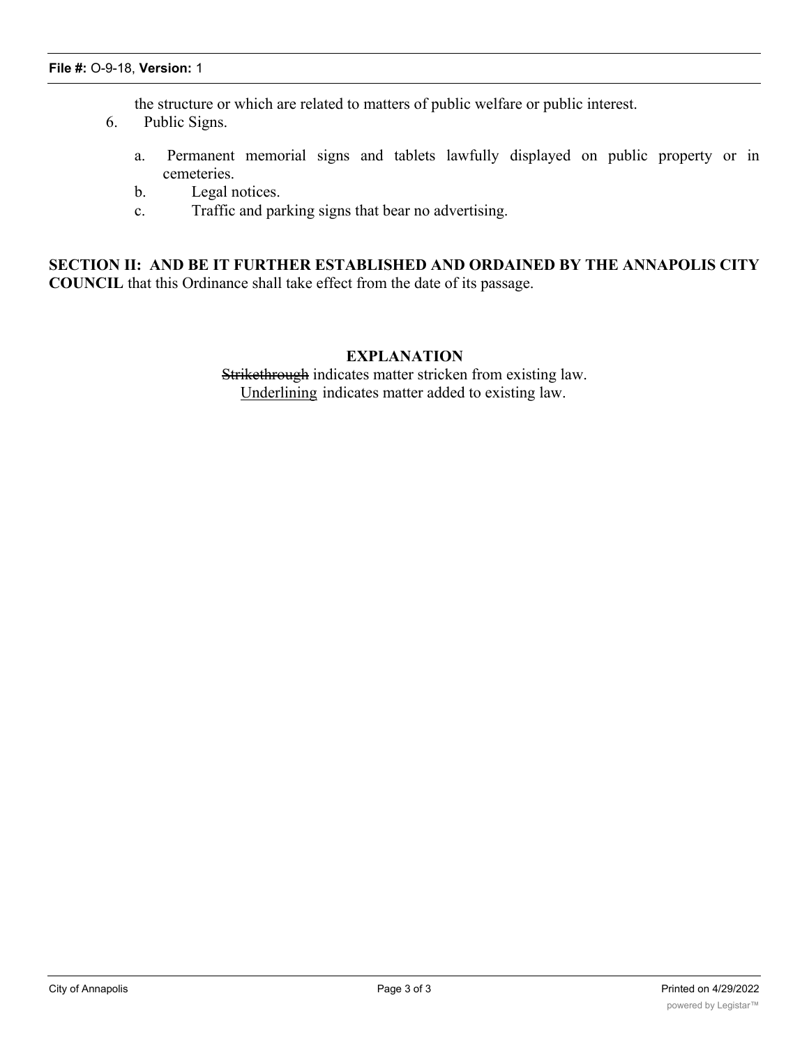the structure or which are related to matters of public welfare or public interest.

6. Public Signs.

   a. Permanent memorial signs and tablets lawfully displayed on public property or in cemeteries.
   b. Legal notices.
   c. Traffic and parking signs that bear no advertising.

**SECTION II: AND BE IT FURTHER ESTABLISHED AND ORDAINED BY THE ANNAPOLIS CITY COUNCIL** that this Ordinance shall take effect from the date of its passage.

**EXPLANATION**

~~Strikethrough~~ indicates matter stricken from existing law.
Underlining indicates matter added to existing law.